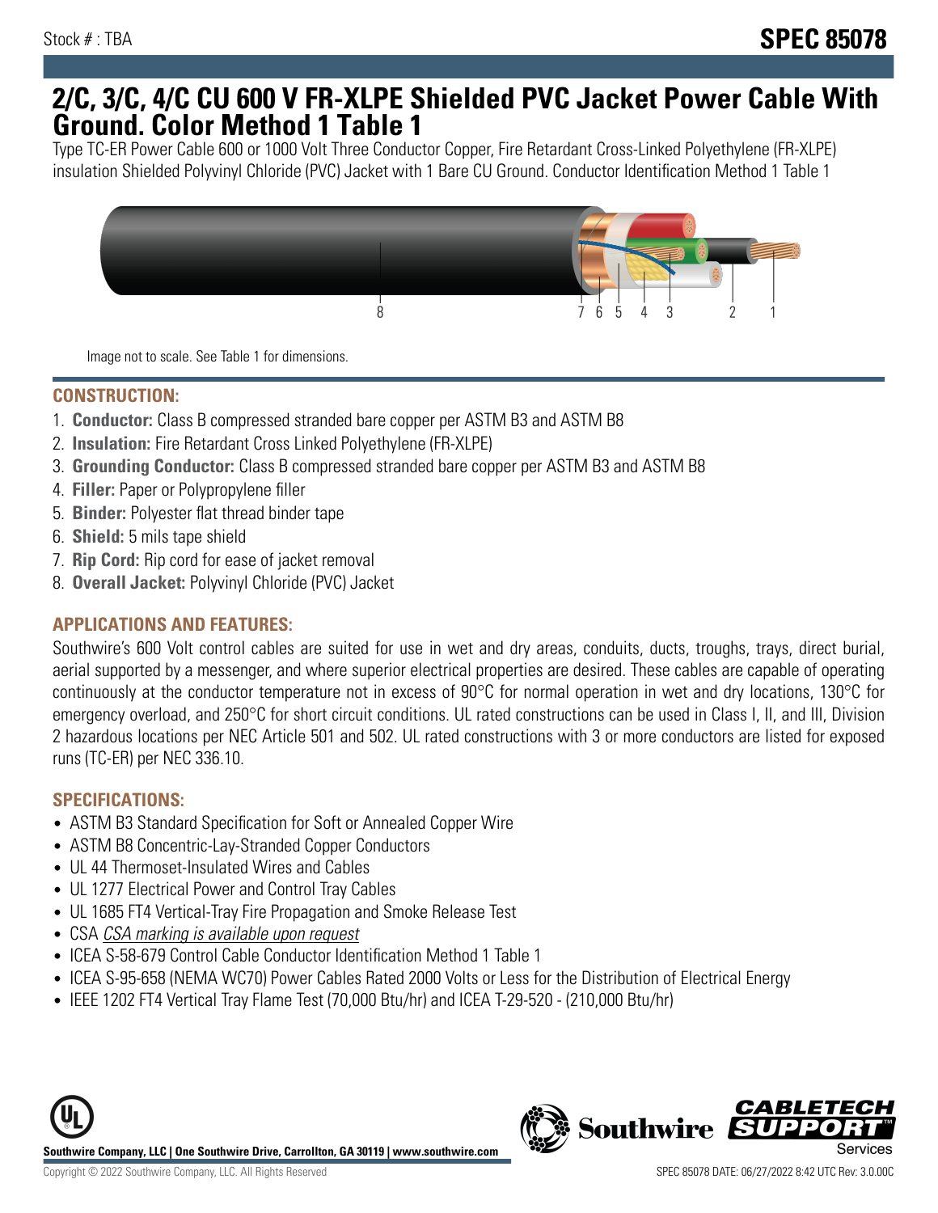Stock # : TBA

# SPEC 85078

# 2/C, 3/C, 4/C CU 600 V FR-XLPE Shielded PVC Jacket Power Cable With Ground. Color Method 1 Table 1

Type TC-ER Power Cable 600 or 1000 Volt Three Conductor Copper, Fire Retardant Cross-Linked Polyethylene (FR-XLPE) insulation Shielded Polyvinyl Chloride (PVC) Jacket with 1 Bare CU Ground. Conductor Identification Method 1 Table 1

Image not to scale. See Table 1 for dimensions.

## CONSTRUCTION:

1. **Conductor:** Class B compressed stranded bare copper per ASTM B3 and ASTM B8
2. **Insulation:** Fire Retardant Cross Linked Polyethylene (FR-XLPE)
3. **Grounding Conductor:** Class B compressed stranded bare copper per ASTM B3 and ASTM B8
4. **Filler:** Paper or Polypropylene filler
5. **Binder:** Polyester flat thread binder tape
6. **Shield:** 5 mils tape shield
7. **Rip Cord:** Rip cord for ease of jacket removal
8. **Overall Jacket:** Polyvinyl Chloride (PVC) Jacket

## APPLICATIONS AND FEATURES:

Southwire's 600 Volt control cables are suited for use in wet and dry areas, conduits, ducts, troughs, trays, direct burial, aerial supported by a messenger, and where superior electrical properties are desired. These cables are capable of operating continuously at the conductor temperature not in excess of 90°C for normal operation in wet and dry locations, 130°C for emergency overload, and 250°C for short circuit conditions. UL rated constructions can be used in Class I, II, and III, Division 2 hazardous locations per NEC Article 501 and 502. UL rated constructions with 3 or more conductors are listed for exposed runs (TC-ER) per NEC 336.10.

## SPECIFICATIONS:

- ASTM B3 Standard Specification for Soft or Annealed Copper Wire
- ASTM B8 Concentric-Lay-Stranded Copper Conductors
- UL 44 Thermoset-Insulated Wires and Cables
- UL 1277 Electrical Power and Control Tray Cables
- UL 1685 FT4 Vertical-Tray Fire Propagation and Smoke Release Test
- CSA *CSA marking is available upon request*
- ICEA S-58-679 Control Cable Conductor Identification Method 1 Table 1
- ICEA S-95-658 (NEMA WC70) Power Cables Rated 2000 Volts or Less for the Distribution of Electrical Energy
- IEEE 1202 FT4 Vertical Tray Flame Test (70,000 Btu/hr) and ICEA T-29-520 - (210,000 Btu/hr)

**Southwire Company, LLC | One Southwire Drive, Carrollton, GA 30119 | www.southwire.com**

Copyright © 2022 Southwire Company, LLC. All Rights Reserved

SPEC 85078 DATE: 06/27/2022 8:42 UTC Rev: 3.0.00C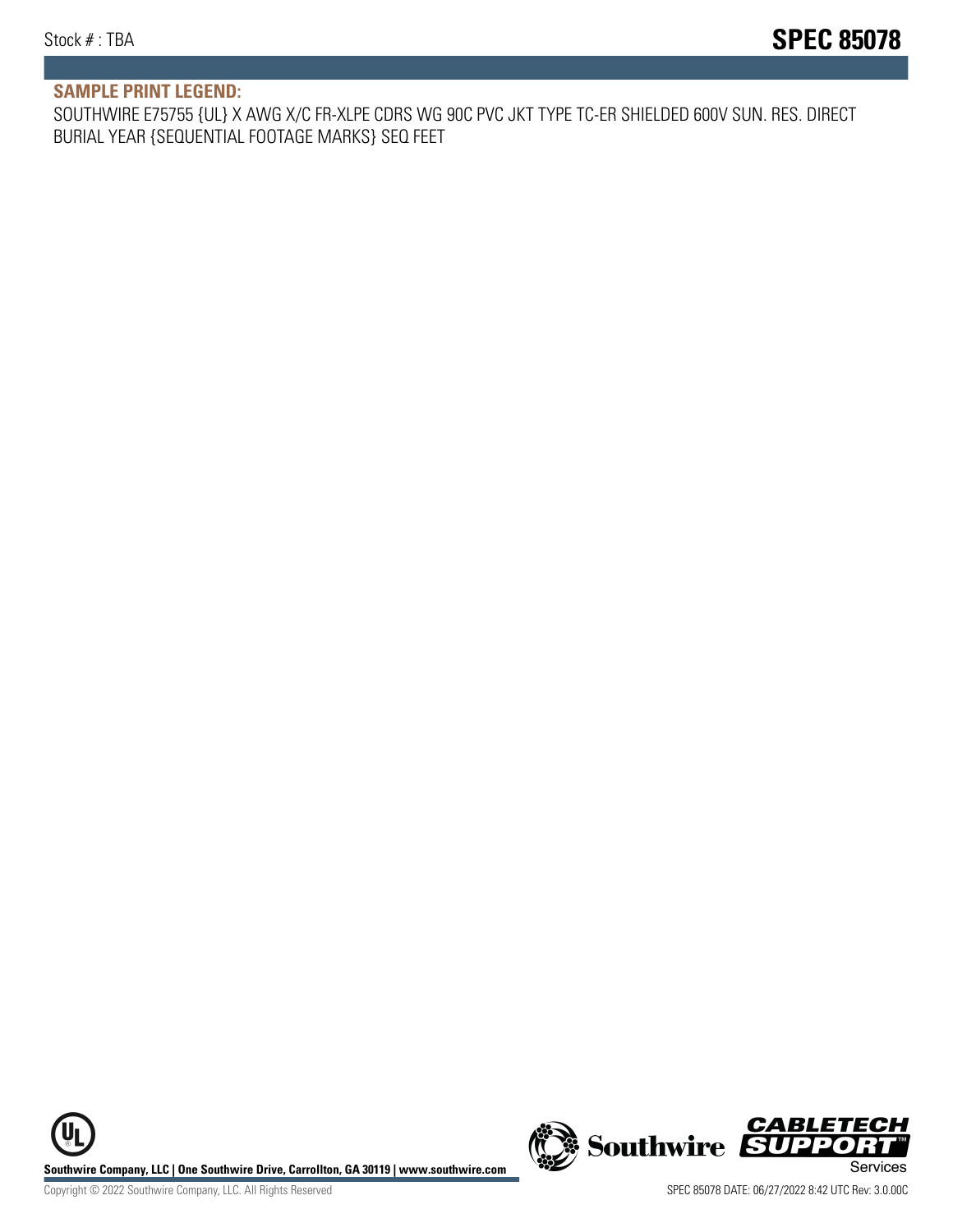## SAMPLE PRINT LEGEND:

SOUTHWIRE E75755 {UL} X AWG X/C FR-XLPE CDRS WG 90C PVC JKT TYPE TC-ER SHIELDED 600V SUN. RES. DIRECT BURIAL YEAR {SEQUENTIAL FOOTAGE MARKS} SEQ FEET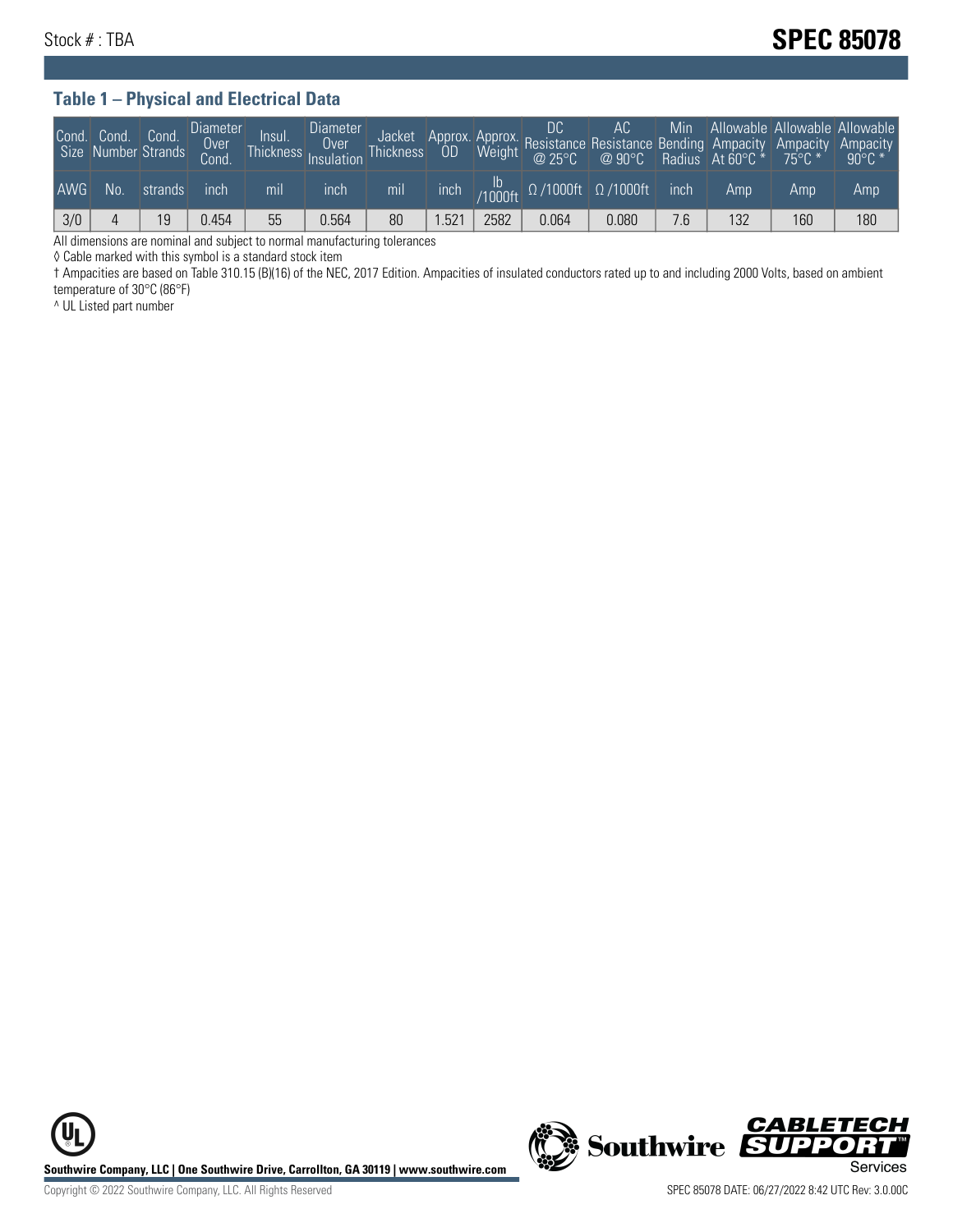### Table 1 – Physical and Electrical Data

| Cond. Size | Cond. Number | Cond. Strands | Diameter Over Cond. | Insul. Thickness | Diameter Over Insulation | Jacket Thickness | Approx. OD | Approx. Weight | DC Resistance @ 25°C | AC Resistance @ 90°C | Min Bending Radius | Allowable Ampacity At 60°C * | Allowable Ampacity 75°C * | Allowable Ampacity 90°C * |
|---|---|---|---|---|---|---|---|---|---|---|---|---|---|---|
| AWG | No. | strands | inch | mil | inch | mil | inch | lb /1000ft | Ω /1000ft | Ω /1000ft | inch | Amp | Amp | Amp |
| 3/0 | 4 | 19 | 0.454 | 55 | 0.564 | 80 | 1.521 | 2582 | 0.064 | 0.080 | 7.6 | 132 | 160 | 180 |

All dimensions are nominal and subject to normal manufacturing tolerances

◊ Cable marked with this symbol is a standard stock item

† Ampacities are based on Table 310.15 (B)(16) of the NEC, 2017 Edition. Ampacities of insulated conductors rated up to and including 2000 Volts, based on ambient temperature of 30°C (86°F)

^ UL Listed part number

**Southwire Company, LLC | One Southwire Drive, Carrollton, GA 30119 | www.southwire.com**

Copyright © 2022 Southwire Company, LLC. All Rights Reserved

SPEC 85078 DATE: 06/27/2022 8:42 UTC Rev: 3.0.00C